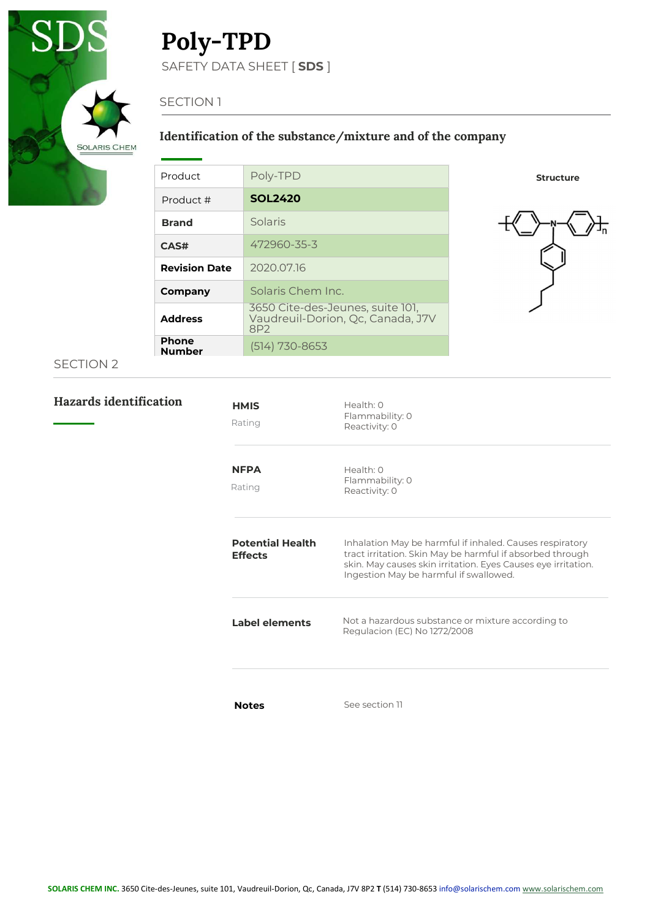# Poly-TPD

SAFETY DATA SHEET [ **SDS** ]

SECTION 1

## Identification of the substance/mixture and of the company

| Product | Poly-TPD |
| --- | --- |
| Product # | **SOL2420** |
| **Brand** | Solaris |
| **CAS#** | 472960-35-3 |
| **Revision Date** | 2020.07.16 |
| **Company** | Solaris Chem Inc. |
| **Address** | 3650 Cite-des-Jeunes, suite 101, Vaudreuil-Dorion, Qc, Canada, J7V 8P2 |
| **Phone Number** | (514) 730-8653 |

**Structure**

SECTION 2

## Hazards identification

**HMIS** Rating

Health: 0
Flammability: 0
Reactivity: 0

**NFPA** Rating

Health: 0
Flammability: 0
Reactivity: 0

**Potential Health Effects**

Inhalation May be harmful if inhaled. Causes respiratory tract irritation. Skin May be harmful if absorbed through skin. May causes skin irritation. Eyes Causes eye irritation. Ingestion May be harmful if swallowed.

**Label elements**

Not a hazardous substance or mixture according to Regulacion (EC) No 1272/2008

**Notes**

See section 11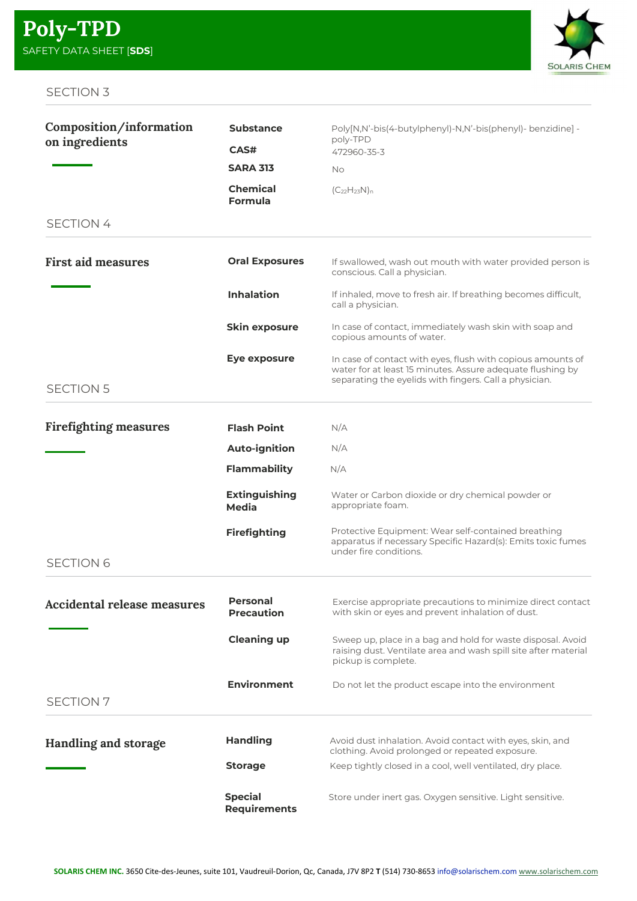# Poly-TPD

SAFETY DATA SHEET [**SDS**]

SECTION 3

## Composition/information on ingredients

| | |
|---|---|
| **Substance** | Poly[N,N'-bis(4-butylphenyl)-N,N'-bis(phenyl)- benzidine] - poly-TPD |
| **CAS#** | 472960-35-3 |
| **SARA 313** | No |
| **Chemical Formula** | $(C_{22}H_{23}N)_n$ |

SECTION 4

## First aid measures

| | |
|---|---|
| **Oral Exposures** | If swallowed, wash out mouth with water provided person is conscious. Call a physician. |
| **Inhalation** | If inhaled, move to fresh air. If breathing becomes difficult, call a physician. |
| **Skin exposure** | In case of contact, immediately wash skin with soap and copious amounts of water. |
| **Eye exposure** | In case of contact with eyes, flush with copious amounts of water for at least 15 minutes. Assure adequate flushing by separating the eyelids with fingers. Call a physician. |

SECTION 5

## Firefighting measures

| | |
|---|---|
| **Flash Point** | N/A |
| **Auto-ignition** | N/A |
| **Flammability** | N/A |
| **Extinguishing Media** | Water or Carbon dioxide or dry chemical powder or appropriate foam. |
| **Firefighting** | Protective Equipment: Wear self-contained breathing apparatus if necessary Specific Hazard(s): Emits toxic fumes under fire conditions. |

SECTION 6

## Accidental release measures

| | |
|---|---|
| **Personal Precaution** | Exercise appropriate precautions to minimize direct contact with skin or eyes and prevent inhalation of dust. |
| **Cleaning up** | Sweep up, place in a bag and hold for waste disposal. Avoid raising dust. Ventilate area and wash spill site after material pickup is complete. |
| **Environment** | Do not let the product escape into the environment |

SECTION 7

## Handling and storage

| | |
|---|---|
| **Handling** | Avoid dust inhalation. Avoid contact with eyes, skin, and clothing. Avoid prolonged or repeated exposure. |
| **Storage** | Keep tightly closed in a cool, well ventilated, dry place. |
| **Special Requirements** | Store under inert gas. Oxygen sensitive. Light sensitive. |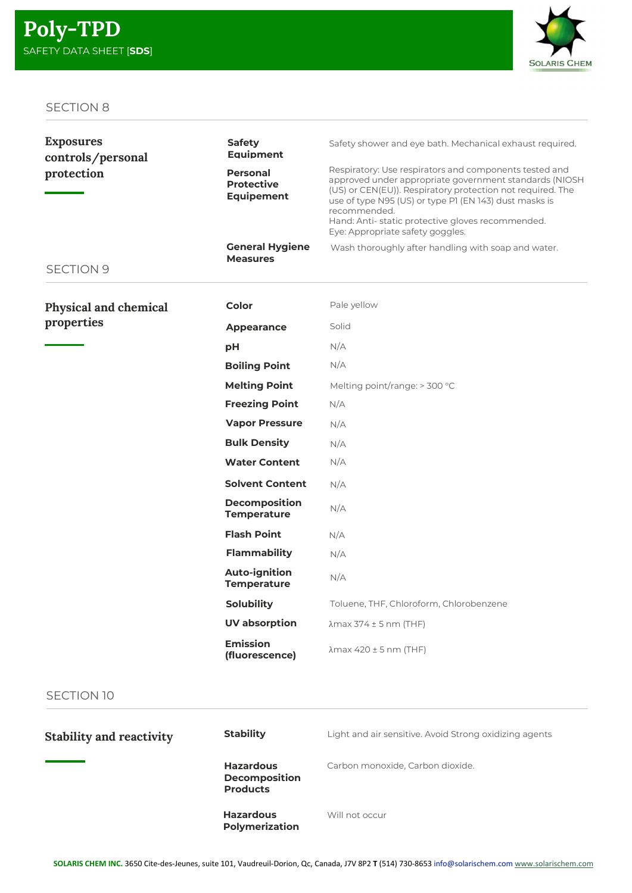# Poly-TPD

SAFETY DATA SHEET [**SDS**]

## SECTION 8

### Exposures controls/personal protection

| | |
|---|---|
| **Safety Equipment** | Safety shower and eye bath. Mechanical exhaust required. |
| **Personal Protective Equipement** | Respiratory: Use respirators and components tested and approved under appropriate government standards (NIOSH (US) or CEN(EU)). Respiratory protection not required. The use of type N95 (US) or type P1 (EN 143) dust masks is recommended.<br>Hand: Anti- static protective gloves recommended.<br>Eye: Appropriate safety goggles. |
| **General Hygiene Measures** | Wash thoroughly after handling with soap and water. |

## SECTION 9

### Physical and chemical properties

| | |
|---|---|
| **Color** | Pale yellow |
| **Appearance** | Solid |
| **pH** | N/A |
| **Boiling Point** | N/A |
| **Melting Point** | Melting point/range: > 300 °C |
| **Freezing Point** | N/A |
| **Vapor Pressure** | N/A |
| **Bulk Density** | N/A |
| **Water Content** | N/A |
| **Solvent Content** | N/A |
| **Decomposition Temperature** | N/A |
| **Flash Point** | N/A |
| **Flammability** | N/A |
| **Auto-ignition Temperature** | N/A |
| **Solubility** | Toluene, THF, Chloroform, Chlorobenzene |
| **UV absorption** | $\lambda$max 374 ± 5 nm (THF) |
| **Emission (fluorescence)** | $\lambda$max 420 ± 5 nm (THF) |

## SECTION 10

### Stability and reactivity

| | |
|---|---|
| **Stability** | Light and air sensitive. Avoid Strong oxidizing agents |
| **Hazardous Decomposition Products** | Carbon monoxide, Carbon dioxide. |
| **Hazardous Polymerization** | Will not occur |

**SOLARIS CHEM INC.** 3650 Cite-des-Jeunes, suite 101, Vaudreuil-Dorion, Qc, Canada, J7V 8P2 **T** (514) 730-8653 info@solarischem.com www.solarischem.com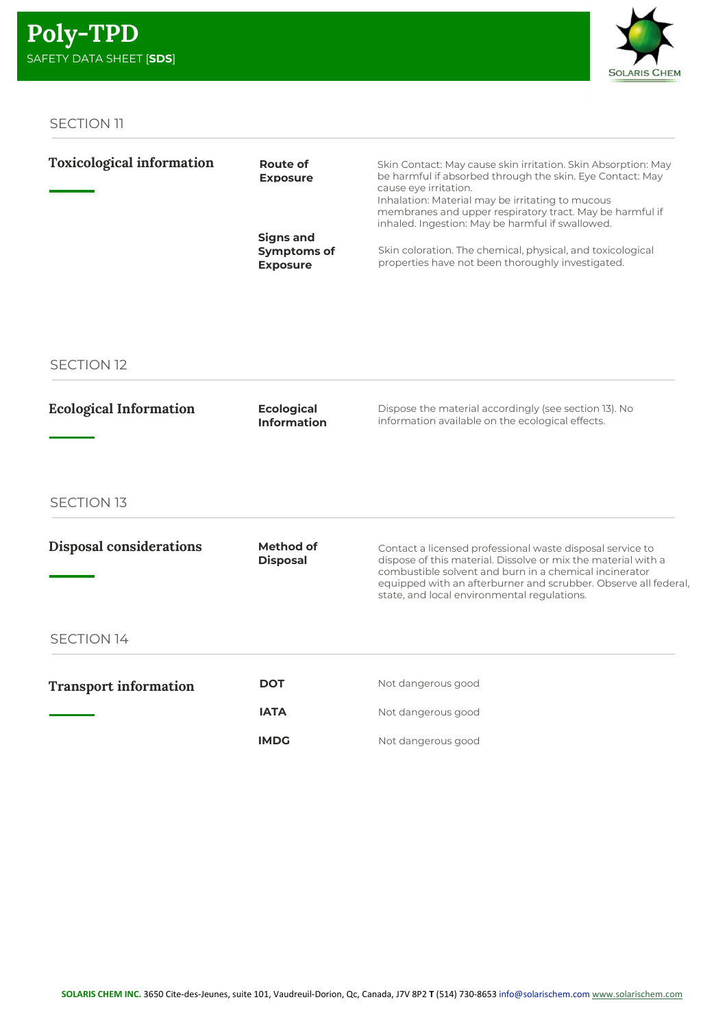## SECTION 11

### Toxicological information

| | |
|---|---|
| **Route of Exposure** | Skin Contact: May cause skin irritation. Skin Absorption: May be harmful if absorbed through the skin. Eye Contact: May cause eye irritation. Inhalation: Material may be irritating to mucous membranes and upper respiratory tract. May be harmful if inhaled. Ingestion: May be harmful if swallowed. |
| **Signs and Symptoms of Exposure** | Skin coloration. The chemical, physical, and toxicological properties have not been thoroughly investigated. |

## SECTION 12

### Ecological Information

| | |
|---|---|
| **Ecological Information** | Dispose the material accordingly (see section 13). No information available on the ecological effects. |

## SECTION 13

### Disposal considerations

| | |
|---|---|
| **Method of Disposal** | Contact a licensed professional waste disposal service to dispose of this material. Dissolve or mix the material with a combustible solvent and burn in a chemical incinerator equipped with an afterburner and scrubber. Observe all federal, state, and local environmental regulations. |

## SECTION 14

### Transport information

| | |
|---|---|
| **DOT** | Not dangerous good |
| **IATA** | Not dangerous good |
| **IMDG** | Not dangerous good |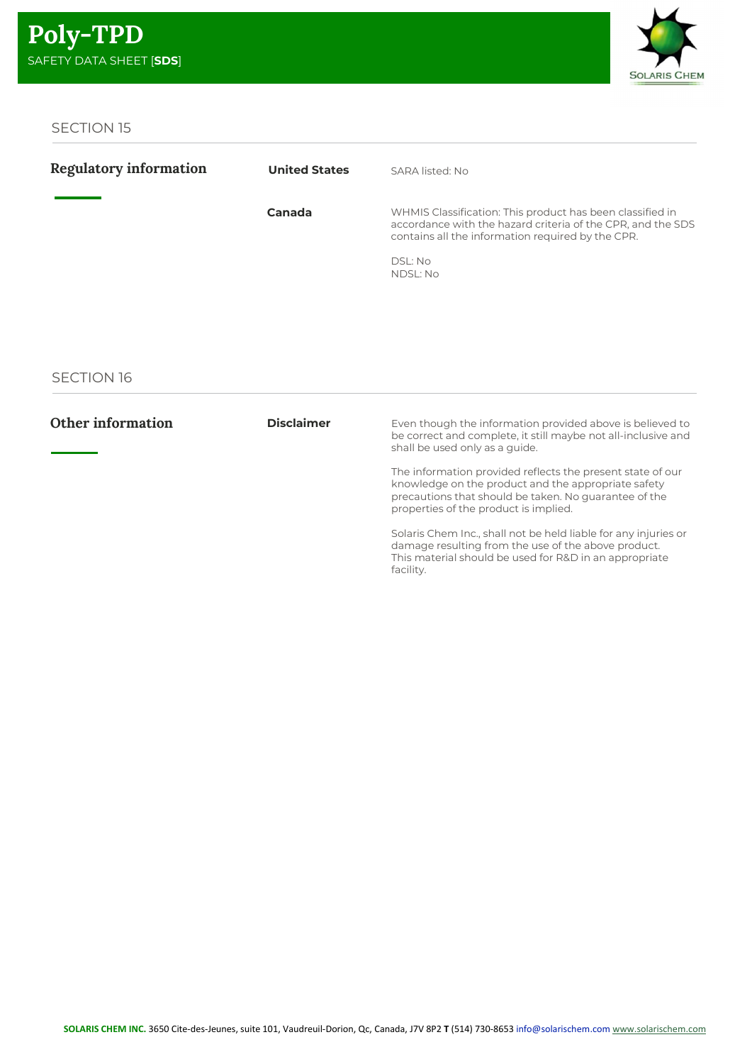## SECTION 15

### Regulatory information

**United States**

SARA listed: No

**Canada**

WHMIS Classification: This product has been classified in accordance with the hazard criteria of the CPR, and the SDS contains all the information required by the CPR.

DSL: No
NDSL: No

## SECTION 16

### Other information

**Disclaimer**

Even though the information provided above is believed to be correct and complete, it still maybe not all-inclusive and shall be used only as a guide.

The information provided reflects the present state of our knowledge on the product and the appropriate safety precautions that should be taken. No guarantee of the properties of the product is implied.

Solaris Chem Inc., shall not be held liable for any injuries or damage resulting from the use of the above product. This material should be used for R&D in an appropriate facility.